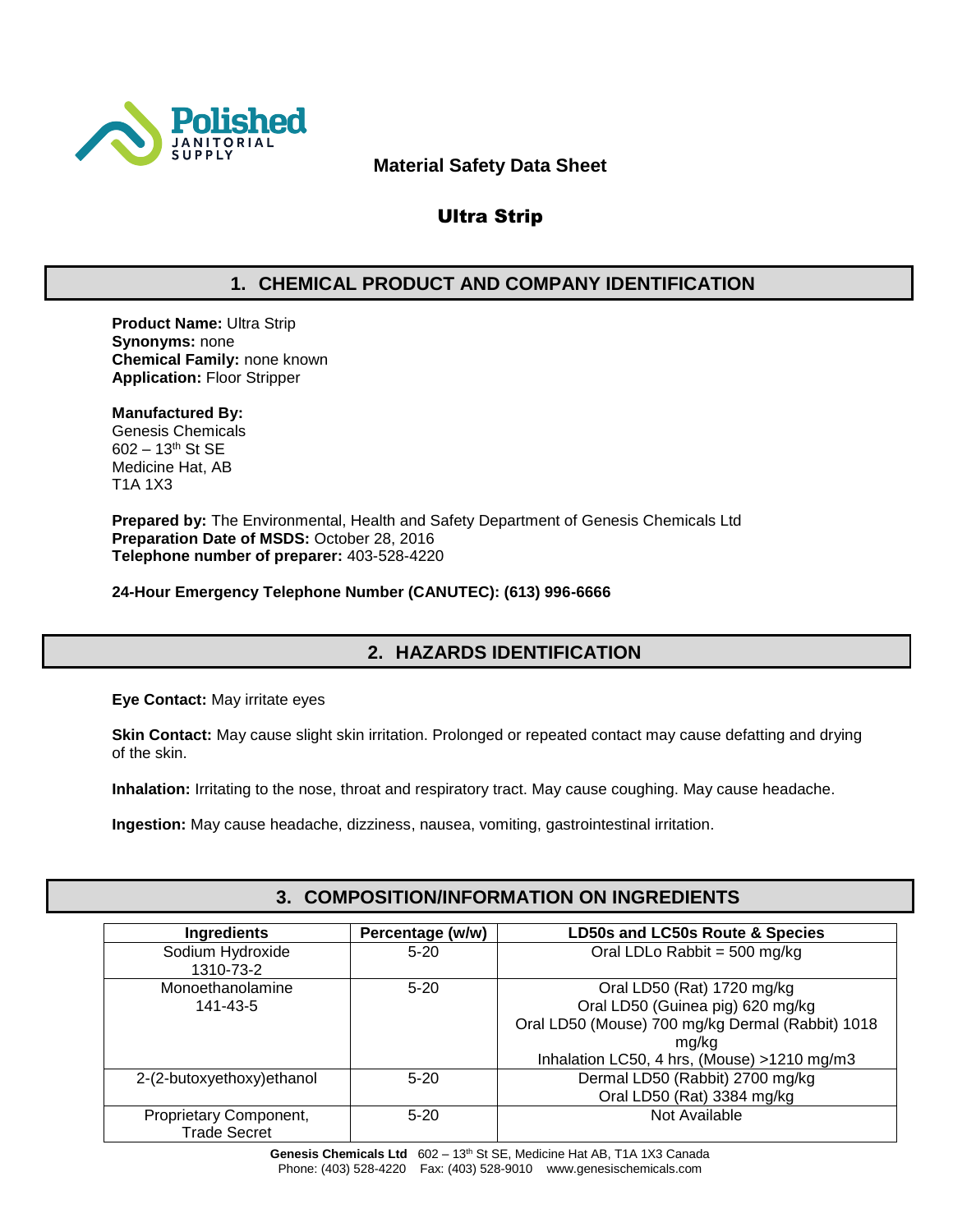Polished JANITORIAL SUPPLY

**Material Safety Data Sheet**

# Ultra Strip

## 1. CHEMICAL PRODUCT AND COMPANY IDENTIFICATION

**Product Name:** Ultra Strip
**Synonyms:** none
**Chemical Family:** none known
**Application:** Floor Stripper

**Manufactured By:**
Genesis Chemicals
602 – 13th St SE
Medicine Hat, AB
T1A 1X3

**Prepared by:** The Environmental, Health and Safety Department of Genesis Chemicals Ltd
**Preparation Date of MSDS:** October 28, 2016
**Telephone number of preparer:** 403-528-4220

**24-Hour Emergency Telephone Number (CANUTEC): (613) 996-6666**

## 2. HAZARDS IDENTIFICATION

**Eye Contact:** May irritate eyes

**Skin Contact:** May cause slight skin irritation. Prolonged or repeated contact may cause defatting and drying of the skin.

**Inhalation:** Irritating to the nose, throat and respiratory tract. May cause coughing. May cause headache.

**Ingestion:** May cause headache, dizziness, nausea, vomiting, gastrointestinal irritation.

## 3. COMPOSITION/INFORMATION ON INGREDIENTS

| Ingredients | Percentage (w/w) | LD50s and LC50s Route & Species |
|---|---|---|
| Sodium Hydroxide 1310-73-2 | 5-20 | Oral LDLo Rabbit = 500 mg/kg |
| Monoethanolamine 141-43-5 | 5-20 | Oral LD50 (Rat) 1720 mg/kg<br>Oral LD50 (Guinea pig) 620 mg/kg<br>Oral LD50 (Mouse) 700 mg/kg Dermal (Rabbit) 1018 mg/kg<br>Inhalation LC50, 4 hrs, (Mouse) >1210 mg/m3 |
| 2-(2-butoxyethoxy)ethanol | 5-20 | Dermal LD50 (Rabbit) 2700 mg/kg<br>Oral LD50 (Rat) 3384 mg/kg |
| Proprietary Component, Trade Secret | 5-20 | Not Available |

**Genesis Chemicals Ltd** 602 – 13th St SE, Medicine Hat AB, T1A 1X3 Canada
Phone: (403) 528-4220 Fax: (403) 528-9010 www.genesischemicals.com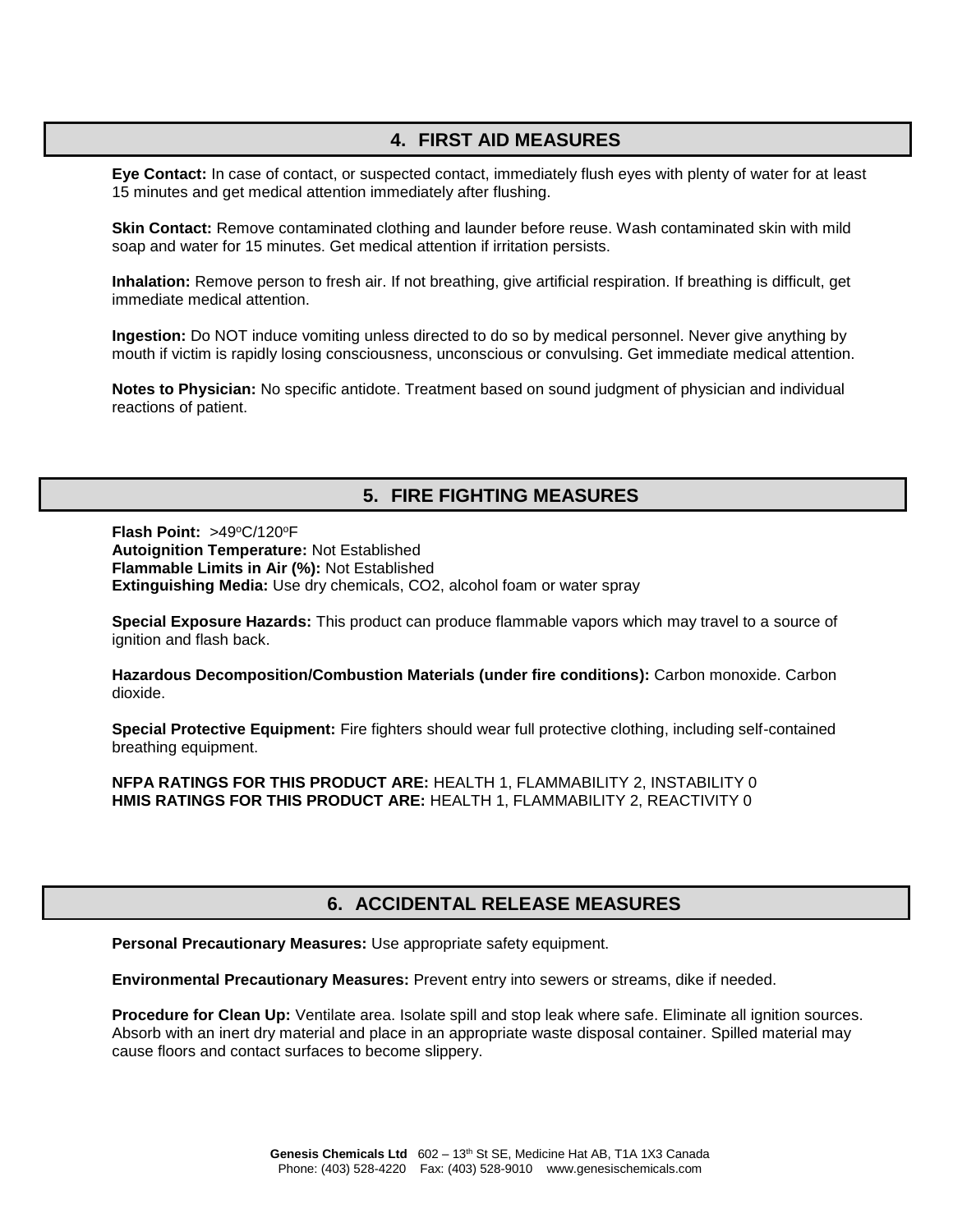## 4. FIRST AID MEASURES

**Eye Contact:** In case of contact, or suspected contact, immediately flush eyes with plenty of water for at least 15 minutes and get medical attention immediately after flushing.

**Skin Contact:** Remove contaminated clothing and launder before reuse. Wash contaminated skin with mild soap and water for 15 minutes. Get medical attention if irritation persists.

**Inhalation:** Remove person to fresh air. If not breathing, give artificial respiration. If breathing is difficult, get immediate medical attention.

**Ingestion:** Do NOT induce vomiting unless directed to do so by medical personnel. Never give anything by mouth if victim is rapidly losing consciousness, unconscious or convulsing. Get immediate medical attention.

**Notes to Physician:** No specific antidote. Treatment based on sound judgment of physician and individual reactions of patient.

## 5. FIRE FIGHTING MEASURES

**Flash Point:** >49°C/120°F
**Autoignition Temperature:** Not Established
**Flammable Limits in Air (%):** Not Established
**Extinguishing Media:** Use dry chemicals, $CO_2$, alcohol foam or water spray

**Special Exposure Hazards:** This product can produce flammable vapors which may travel to a source of ignition and flash back.

**Hazardous Decomposition/Combustion Materials (under fire conditions):** Carbon monoxide. Carbon dioxide.

**Special Protective Equipment:** Fire fighters should wear full protective clothing, including self-contained breathing equipment.

**NFPA RATINGS FOR THIS PRODUCT ARE:** HEALTH 1, FLAMMABILITY 2, INSTABILITY 0
**HMIS RATINGS FOR THIS PRODUCT ARE:** HEALTH 1, FLAMMABILITY 2, REACTIVITY 0

## 6. ACCIDENTAL RELEASE MEASURES

**Personal Precautionary Measures:** Use appropriate safety equipment.

**Environmental Precautionary Measures:** Prevent entry into sewers or streams, dike if needed.

**Procedure for Clean Up:** Ventilate area. Isolate spill and stop leak where safe. Eliminate all ignition sources. Absorb with an inert dry material and place in an appropriate waste disposal container. Spilled material may cause floors and contact surfaces to become slippery.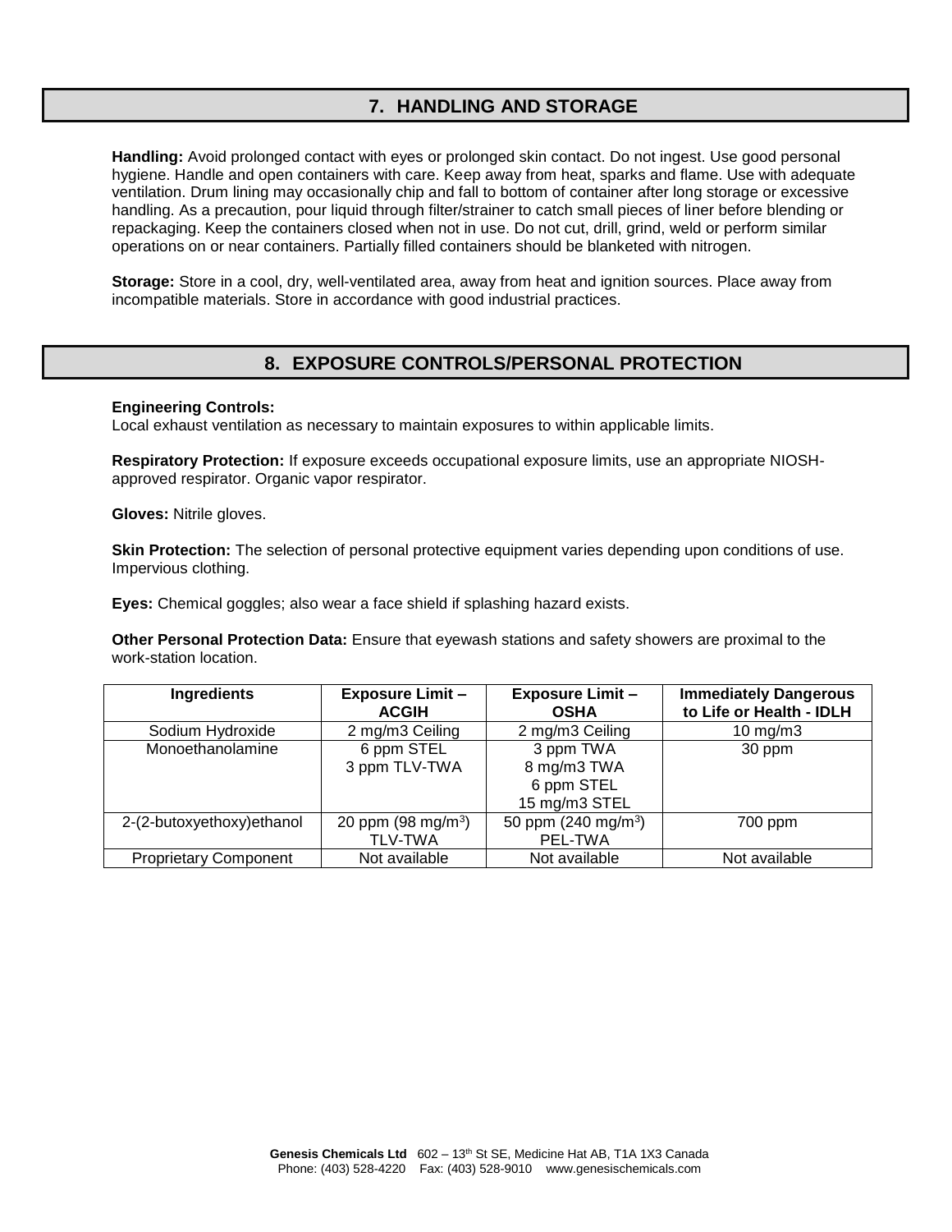## 7. HANDLING AND STORAGE

**Handling:** Avoid prolonged contact with eyes or prolonged skin contact. Do not ingest. Use good personal hygiene. Handle and open containers with care. Keep away from heat, sparks and flame. Use with adequate ventilation. Drum lining may occasionally chip and fall to bottom of container after long storage or excessive handling. As a precaution, pour liquid through filter/strainer to catch small pieces of liner before blending or repackaging. Keep the containers closed when not in use. Do not cut, drill, grind, weld or perform similar operations on or near containers. Partially filled containers should be blanketed with nitrogen.

**Storage:** Store in a cool, dry, well-ventilated area, away from heat and ignition sources. Place away from incompatible materials. Store in accordance with good industrial practices.

## 8. EXPOSURE CONTROLS/PERSONAL PROTECTION

**Engineering Controls:**
Local exhaust ventilation as necessary to maintain exposures to within applicable limits.

**Respiratory Protection:** If exposure exceeds occupational exposure limits, use an appropriate NIOSH-approved respirator. Organic vapor respirator.

**Gloves:** Nitrile gloves.

**Skin Protection:** The selection of personal protective equipment varies depending upon conditions of use. Impervious clothing.

**Eyes:** Chemical goggles; also wear a face shield if splashing hazard exists.

**Other Personal Protection Data:** Ensure that eyewash stations and safety showers are proximal to the work-station location.

| Ingredients | Exposure Limit – ACGIH | Exposure Limit – OSHA | Immediately Dangerous to Life or Health - IDLH |
|---|---|---|---|
| Sodium Hydroxide | 2 mg/m3 Ceiling | 2 mg/m3 Ceiling | 10 mg/m3 |
| Monoethanolamine | 6 ppm STEL<br>3 ppm TLV-TWA | 3 ppm TWA<br>8 mg/m3 TWA<br>6 ppm STEL<br>15 mg/m3 STEL | 30 ppm |
| 2-(2-butoxyethoxy)ethanol | 20 ppm (98 mg/m$^3$) TLV-TWA | 50 ppm (240 mg/m$^3$) PEL-TWA | 700 ppm |
| Proprietary Component | Not available | Not available | Not available |

**Genesis Chemicals Ltd** 602 – 13th St SE, Medicine Hat AB, T1A 1X3 Canada
Phone: (403) 528-4220 Fax: (403) 528-9010 www.genesischemicals.com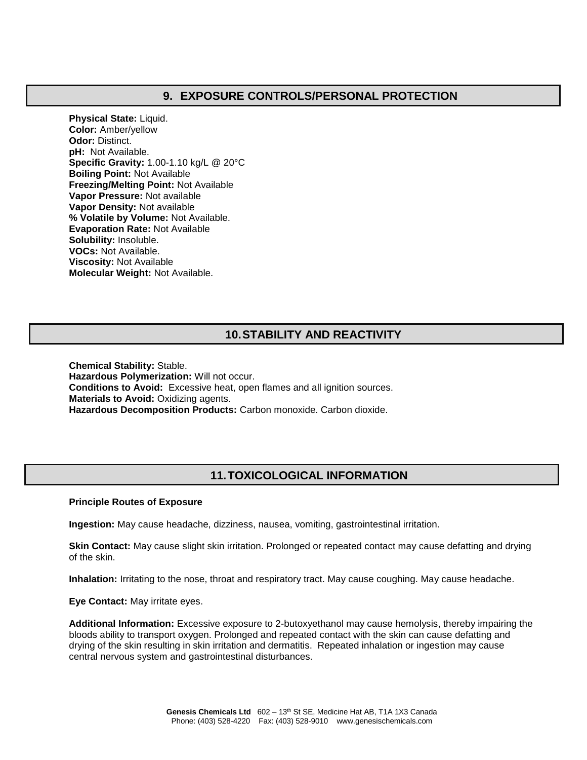## 9. EXPOSURE CONTROLS/PERSONAL PROTECTION

**Physical State:** Liquid.
**Color:** Amber/yellow
**Odor:** Distinct.
**pH:** Not Available.
**Specific Gravity:** 1.00-1.10 kg/L @ 20°C
**Boiling Point:** Not Available
**Freezing/Melting Point:** Not Available
**Vapor Pressure:** Not available
**Vapor Density:** Not available
**% Volatile by Volume:** Not Available.
**Evaporation Rate:** Not Available
**Solubility:** Insoluble.
**VOCs:** Not Available.
**Viscosity:** Not Available
**Molecular Weight:** Not Available.

## 10. STABILITY AND REACTIVITY

**Chemical Stability:** Stable.
**Hazardous Polymerization:** Will not occur.
**Conditions to Avoid:** Excessive heat, open flames and all ignition sources.
**Materials to Avoid:** Oxidizing agents.
**Hazardous Decomposition Products:** Carbon monoxide. Carbon dioxide.

## 11. TOXICOLOGICAL INFORMATION

**Principle Routes of Exposure**

**Ingestion:** May cause headache, dizziness, nausea, vomiting, gastrointestinal irritation.

**Skin Contact:** May cause slight skin irritation. Prolonged or repeated contact may cause defatting and drying of the skin.

**Inhalation:** Irritating to the nose, throat and respiratory tract. May cause coughing. May cause headache.

**Eye Contact:** May irritate eyes.

**Additional Information:** Excessive exposure to 2-butoxyethanol may cause hemolysis, thereby impairing the bloods ability to transport oxygen. Prolonged and repeated contact with the skin can cause defatting and drying of the skin resulting in skin irritation and dermatitis. Repeated inhalation or ingestion may cause central nervous system and gastrointestinal disturbances.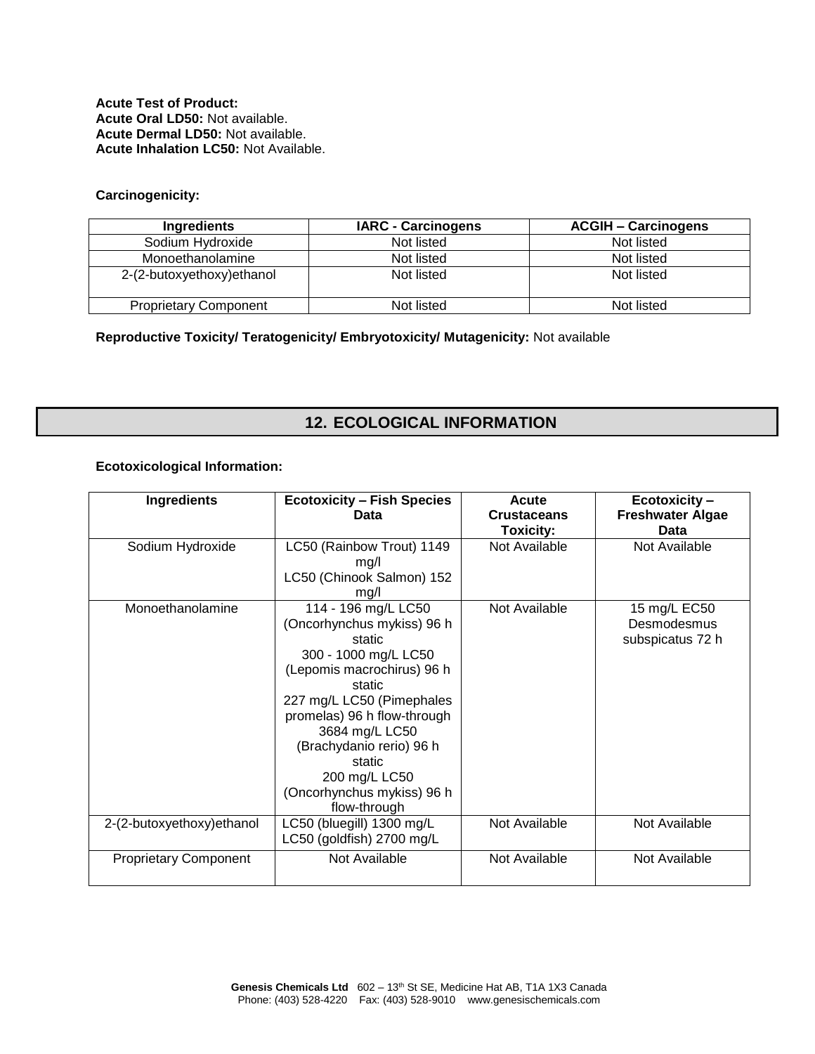**Acute Test of Product:**
**Acute Oral LD50:** Not available.
**Acute Dermal LD50:** Not available.
**Acute Inhalation LC50:** Not Available.

**Carcinogenicity:**

| Ingredients | IARC - Carcinogens | ACGIH – Carcinogens |
|---|---|---|
| Sodium Hydroxide | Not listed | Not listed |
| Monoethanolamine | Not listed | Not listed |
| 2-(2-butoxyethoxy)ethanol | Not listed | Not listed |
| Proprietary Component | Not listed | Not listed |

**Reproductive Toxicity/ Teratogenicity/ Embryotoxicity/ Mutagenicity:** Not available

## 12. ECOLOGICAL INFORMATION

**Ecotoxicological Information:**

| Ingredients | Ecotoxicity – Fish Species Data | Acute Crustaceans Toxicity: | Ecotoxicity – Freshwater Algae Data |
|---|---|---|---|
| Sodium Hydroxide | LC50 (Rainbow Trout) 1149 mg/l<br>LC50 (Chinook Salmon) 152 mg/l | Not Available | Not Available |
| Monoethanolamine | 114 - 196 mg/L LC50 (Oncorhynchus mykiss) 96 h static<br>300 - 1000 mg/L LC50 (Lepomis macrochirus) 96 h static<br>227 mg/L LC50 (Pimephales promelas) 96 h flow-through<br>3684 mg/L LC50 (Brachydanio rerio) 96 h static<br>200 mg/L LC50 (Oncorhynchus mykiss) 96 h flow-through | Not Available | 15 mg/L EC50 Desmodesmus subspicatus 72 h |
| 2-(2-butoxyethoxy)ethanol | LC50 (bluegill) 1300 mg/L<br>LC50 (goldfish) 2700 mg/L | Not Available | Not Available |
| Proprietary Component | Not Available | Not Available | Not Available |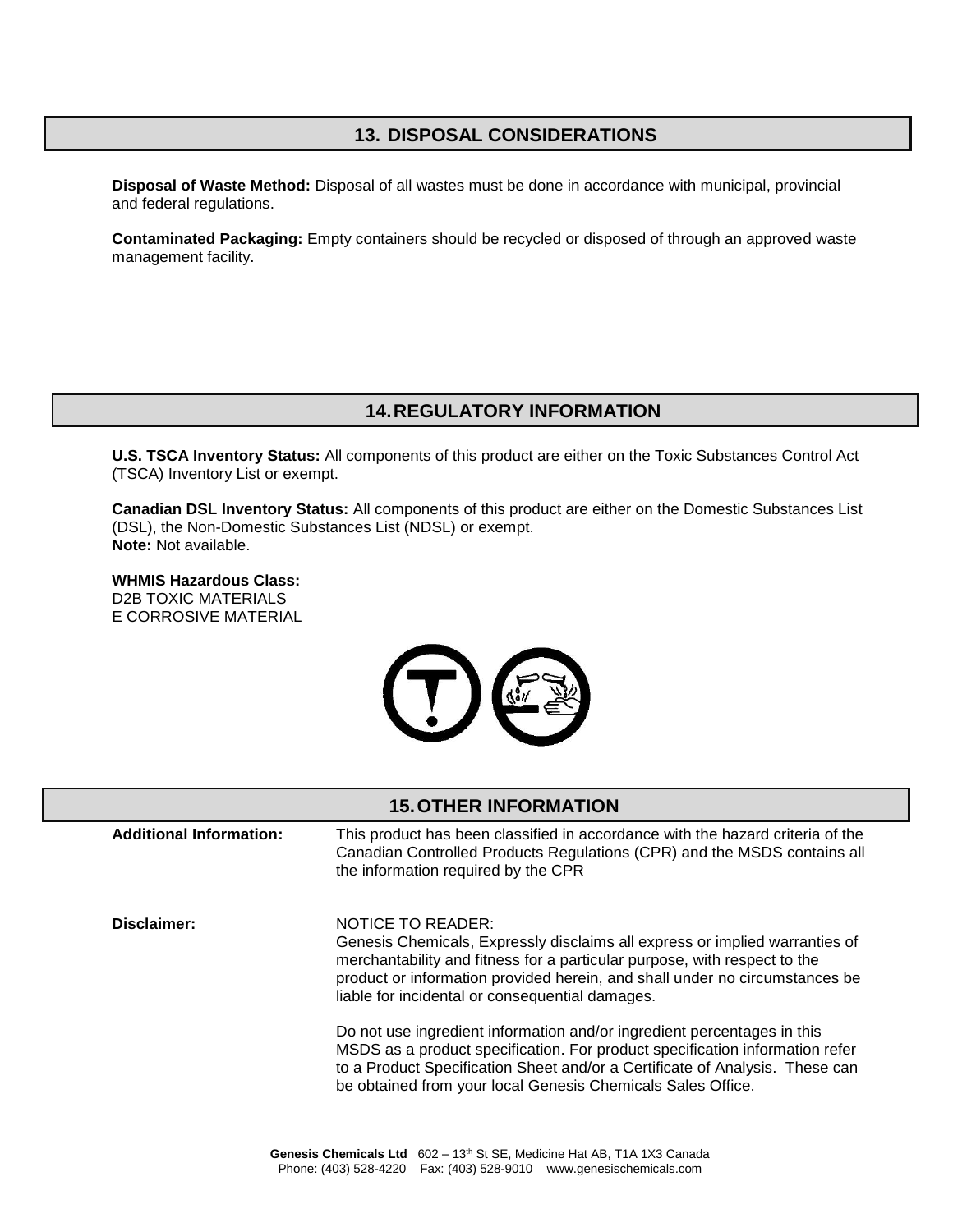## 13. DISPOSAL CONSIDERATIONS

**Disposal of Waste Method:** Disposal of all wastes must be done in accordance with municipal, provincial and federal regulations.

**Contaminated Packaging:** Empty containers should be recycled or disposed of through an approved waste management facility.

## 14. REGULATORY INFORMATION

**U.S. TSCA Inventory Status:** All components of this product are either on the Toxic Substances Control Act (TSCA) Inventory List or exempt.

**Canadian DSL Inventory Status:** All components of this product are either on the Domestic Substances List (DSL), the Non-Domestic Substances List (NDSL) or exempt.
**Note:** Not available.

**WHMIS Hazardous Class:**
D2B TOXIC MATERIALS
E CORROSIVE MATERIAL

## 15. OTHER INFORMATION

**Additional Information:** This product has been classified in accordance with the hazard criteria of the Canadian Controlled Products Regulations (CPR) and the MSDS contains all the information required by the CPR

**Disclaimer:** NOTICE TO READER:
Genesis Chemicals, Expressly disclaims all express or implied warranties of merchantability and fitness for a particular purpose, with respect to the product or information provided herein, and shall under no circumstances be liable for incidental or consequential damages.

Do not use ingredient information and/or ingredient percentages in this MSDS as a product specification. For product specification information refer to a Product Specification Sheet and/or a Certificate of Analysis. These can be obtained from your local Genesis Chemicals Sales Office.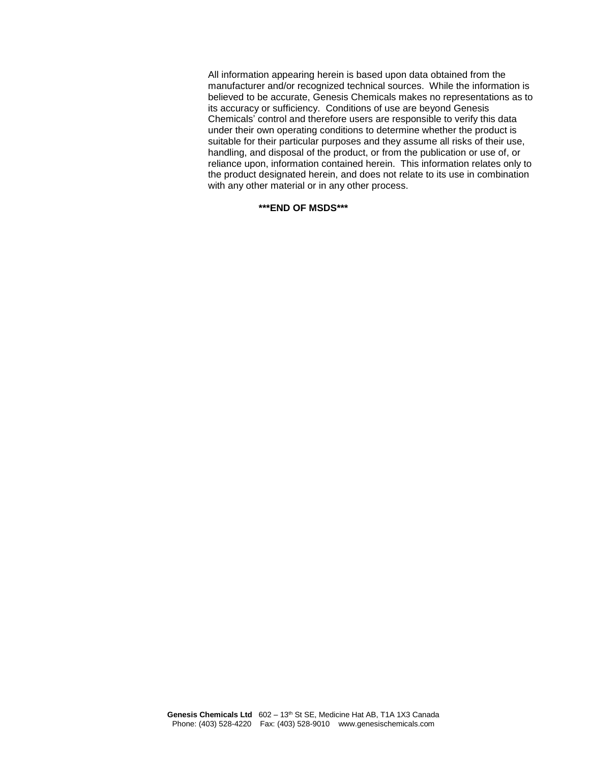All information appearing herein is based upon data obtained from the manufacturer and/or recognized technical sources. While the information is believed to be accurate, Genesis Chemicals makes no representations as to its accuracy or sufficiency. Conditions of use are beyond Genesis Chemicals' control and therefore users are responsible to verify this data under their own operating conditions to determine whether the product is suitable for their particular purposes and they assume all risks of their use, handling, and disposal of the product, or from the publication or use of, or reliance upon, information contained herein. This information relates only to the product designated herein, and does not relate to its use in combination with any other material or in any other process.

**\*\*\*END OF MSDS\*\*\***